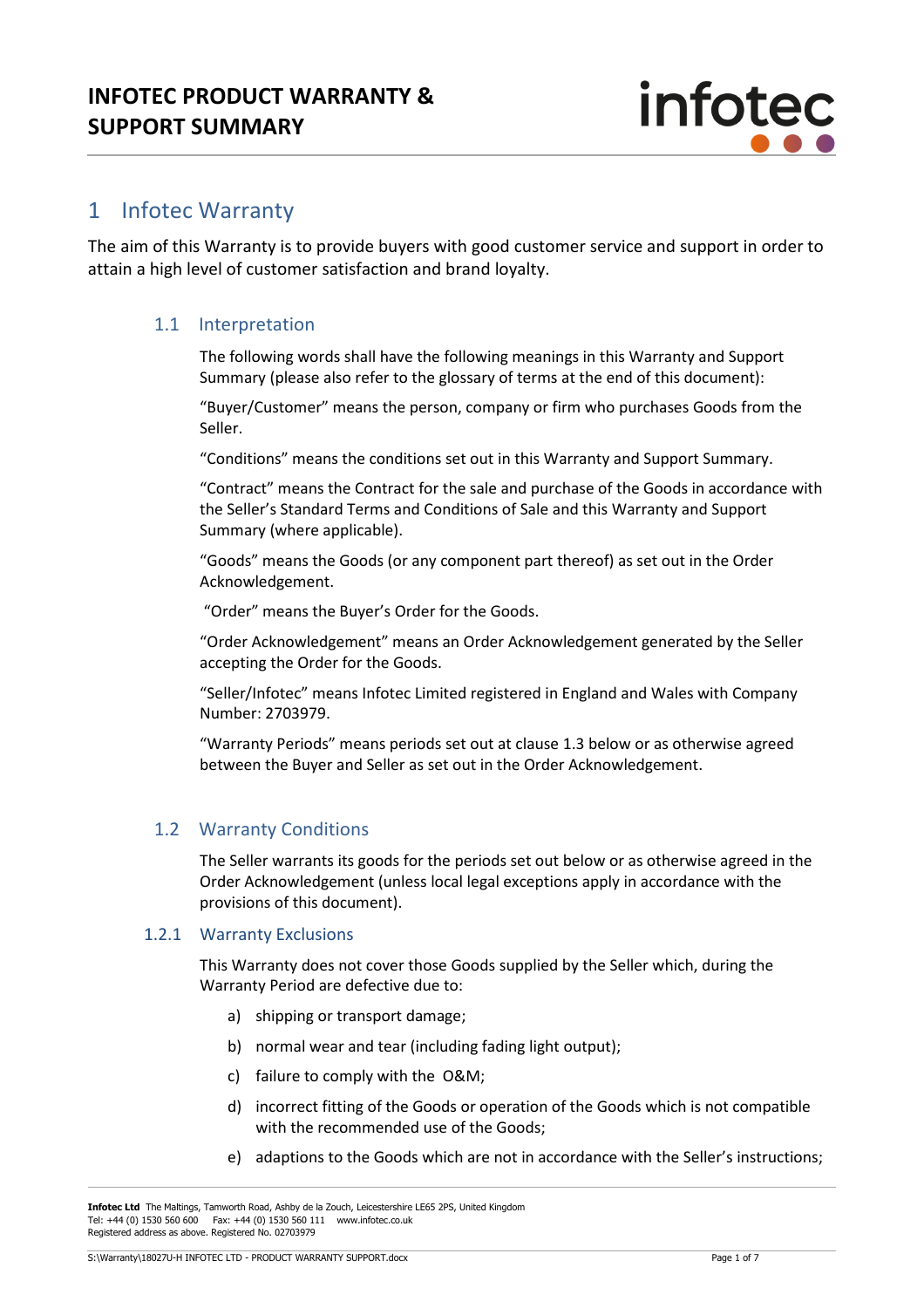# INFOTEC PRODUCT WARRANTY & SUPPORT SUMMARY

## 1 Infotec Warranty

The aim of this Warranty is to provide buyers with good customer service and support in order to attain a high level of customer satisfaction and brand loyalty.

### 1.1 Interpretation

The following words shall have the following meanings in this Warranty and Support Summary (please also refer to the glossary of terms at the end of this document):

"Buyer/Customer" means the person, company or firm who purchases Goods from the Seller.

"Conditions" means the conditions set out in this Warranty and Support Summary.

"Contract" means the Contract for the sale and purchase of the Goods in accordance with the Seller's Standard Terms and Conditions of Sale and this Warranty and Support Summary (where applicable).

"Goods" means the Goods (or any component part thereof) as set out in the Order Acknowledgement.

"Order" means the Buyer's Order for the Goods.

"Order Acknowledgement" means an Order Acknowledgement generated by the Seller accepting the Order for the Goods.

"Seller/Infotec" means Infotec Limited registered in England and Wales with Company Number: 2703979.

"Warranty Periods" means periods set out at clause 1.3 below or as otherwise agreed between the Buyer and Seller as set out in the Order Acknowledgement.

### 1.2 Warranty Conditions

The Seller warrants its goods for the periods set out below or as otherwise agreed in the Order Acknowledgement (unless local legal exceptions apply in accordance with the provisions of this document).

#### 1.2.1 Warranty Exclusions

This Warranty does not cover those Goods supplied by the Seller which, during the Warranty Period are defective due to:

a) shipping or transport damage;

b) normal wear and tear (including fading light output);

c) failure to comply with the O&M;

d) incorrect fitting of the Goods or operation of the Goods which is not compatible with the recommended use of the Goods;

e) adaptions to the Goods which are not in accordance with the Seller's instructions;

**Infotec Ltd** The Maltings, Tamworth Road, Ashby de la Zouch, Leicestershire LE65 2PS, United Kingdom
Tel: +44 (0) 1530 560 600 Fax: +44 (0) 1530 560 111 www.infotec.co.uk
Registered address as above. Registered No. 02703979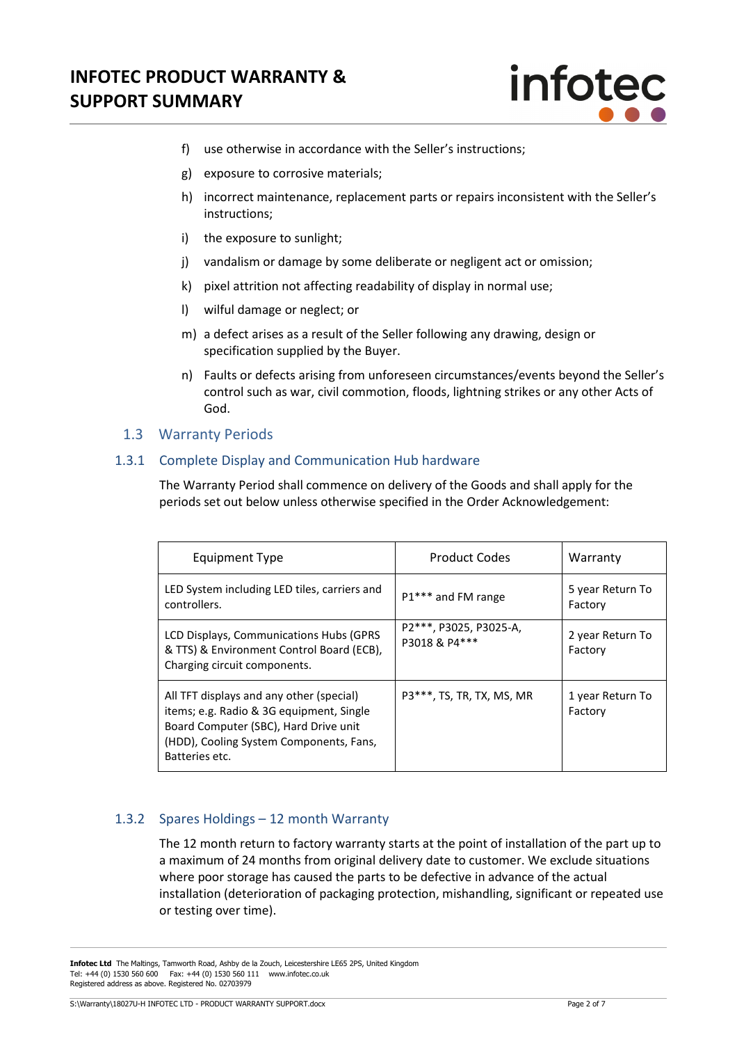f) use otherwise in accordance with the Seller's instructions;

g) exposure to corrosive materials;

h) incorrect maintenance, replacement parts or repairs inconsistent with the Seller's instructions;

i) the exposure to sunlight;

j) vandalism or damage by some deliberate or negligent act or omission;

k) pixel attrition not affecting readability of display in normal use;

l) wilful damage or neglect; or

m) a defect arises as a result of the Seller following any drawing, design or specification supplied by the Buyer.

n) Faults or defects arising from unforeseen circumstances/events beyond the Seller's control such as war, civil commotion, floods, lightning strikes or any other Acts of God.

## 1.3 Warranty Periods

### 1.3.1 Complete Display and Communication Hub hardware

The Warranty Period shall commence on delivery of the Goods and shall apply for the periods set out below unless otherwise specified in the Order Acknowledgement:

| Equipment Type | Product Codes | Warranty |
|---|---|---|
| LED System including LED tiles, carriers and controllers. | P1*** and FM range | 5 year Return To Factory |
| LCD Displays, Communications Hubs (GPRS & TTS) & Environment Control Board (ECB), Charging circuit components. | P2***, P3025, P3025-A, P3018 & P4*** | 2 year Return To Factory |
| All TFT displays and any other (special) items; e.g. Radio & 3G equipment, Single Board Computer (SBC), Hard Drive unit (HDD), Cooling System Components, Fans, Batteries etc. | P3***, TS, TR, TX, MS, MR | 1 year Return To Factory |

### 1.3.2 Spares Holdings – 12 month Warranty

The 12 month return to factory warranty starts at the point of installation of the part up to a maximum of 24 months from original delivery date to customer. We exclude situations where poor storage has caused the parts to be defective in advance of the actual installation (deterioration of packaging protection, mishandling, significant or repeated use or testing over time).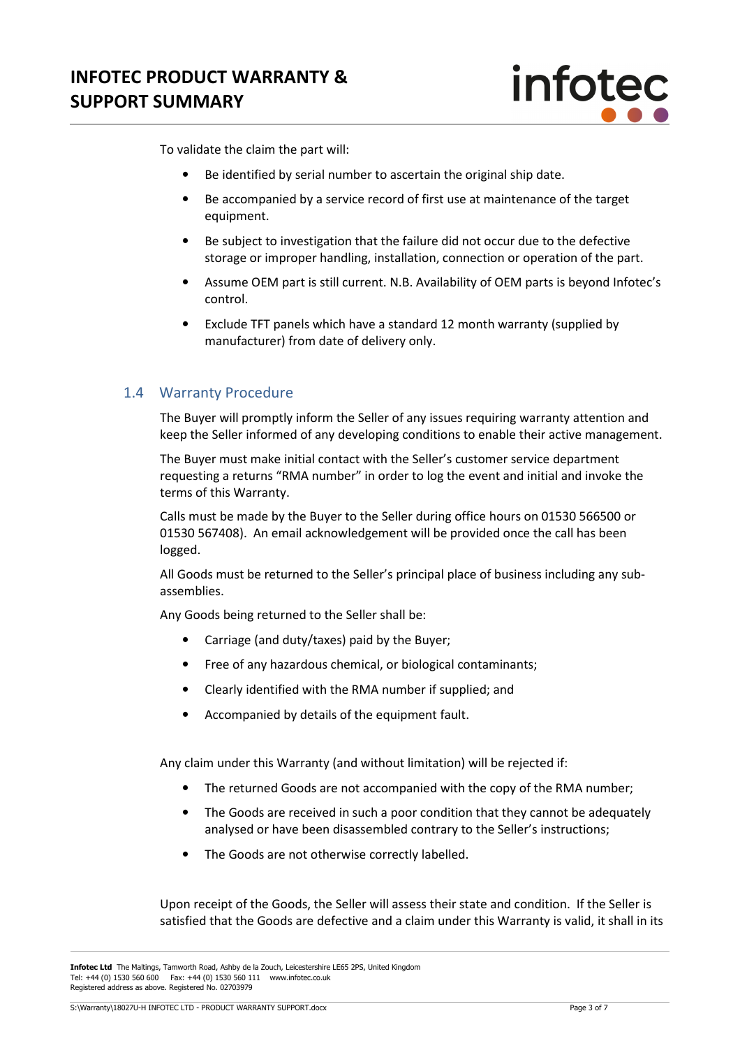To validate the claim the part will:

- Be identified by serial number to ascertain the original ship date.
- Be accompanied by a service record of first use at maintenance of the target equipment.
- Be subject to investigation that the failure did not occur due to the defective storage or improper handling, installation, connection or operation of the part.
- Assume OEM part is still current. N.B. Availability of OEM parts is beyond Infotec's control.
- Exclude TFT panels which have a standard 12 month warranty (supplied by manufacturer) from date of delivery only.

## 1.4 Warranty Procedure

The Buyer will promptly inform the Seller of any issues requiring warranty attention and keep the Seller informed of any developing conditions to enable their active management.

The Buyer must make initial contact with the Seller's customer service department requesting a returns "RMA number" in order to log the event and initial and invoke the terms of this Warranty.

Calls must be made by the Buyer to the Seller during office hours on 01530 566500 or 01530 567408). An email acknowledgement will be provided once the call has been logged.

All Goods must be returned to the Seller's principal place of business including any sub-assemblies.

Any Goods being returned to the Seller shall be:

- Carriage (and duty/taxes) paid by the Buyer;
- Free of any hazardous chemical, or biological contaminants;
- Clearly identified with the RMA number if supplied; and
- Accompanied by details of the equipment fault.

Any claim under this Warranty (and without limitation) will be rejected if:

- The returned Goods are not accompanied with the copy of the RMA number;
- The Goods are received in such a poor condition that they cannot be adequately analysed or have been disassembled contrary to the Seller's instructions;
- The Goods are not otherwise correctly labelled.

Upon receipt of the Goods, the Seller will assess their state and condition. If the Seller is satisfied that the Goods are defective and a claim under this Warranty is valid, it shall in its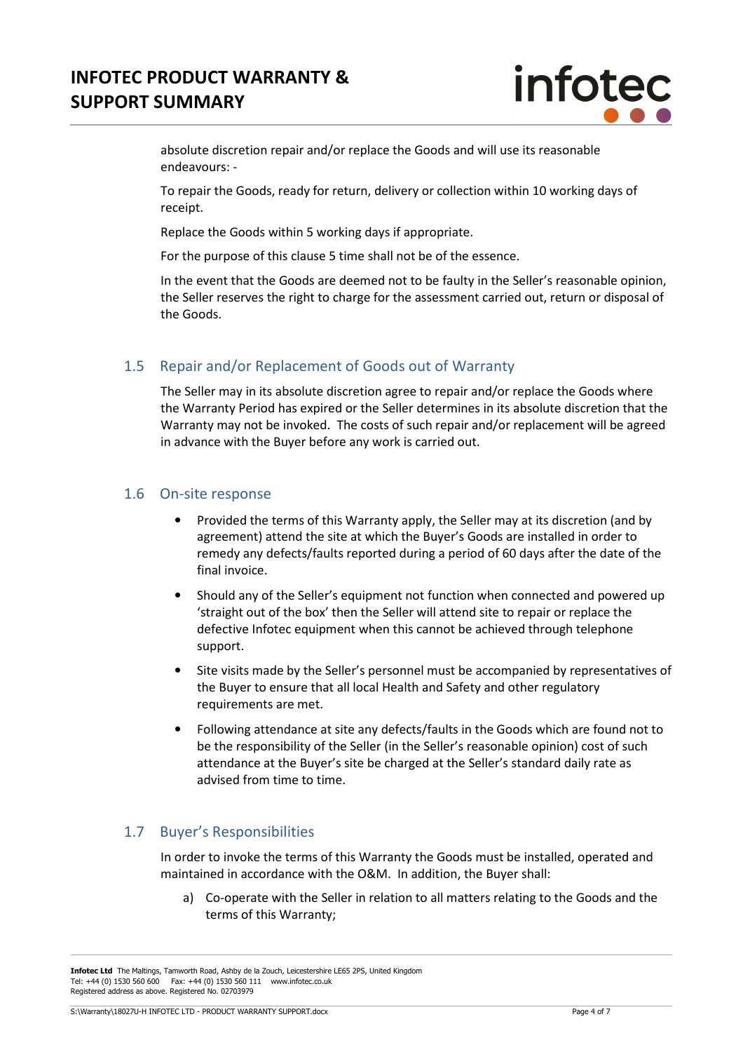absolute discretion repair and/or replace the Goods and will use its reasonable endeavours: -

To repair the Goods, ready for return, delivery or collection within 10 working days of receipt.

Replace the Goods within 5 working days if appropriate.

For the purpose of this clause 5 time shall not be of the essence.

In the event that the Goods are deemed not to be faulty in the Seller's reasonable opinion, the Seller reserves the right to charge for the assessment carried out, return or disposal of the Goods.

## 1.5 Repair and/or Replacement of Goods out of Warranty

The Seller may in its absolute discretion agree to repair and/or replace the Goods where the Warranty Period has expired or the Seller determines in its absolute discretion that the Warranty may not be invoked. The costs of such repair and/or replacement will be agreed in advance with the Buyer before any work is carried out.

## 1.6 On-site response

- Provided the terms of this Warranty apply, the Seller may at its discretion (and by agreement) attend the site at which the Buyer's Goods are installed in order to remedy any defects/faults reported during a period of 60 days after the date of the final invoice.
- Should any of the Seller's equipment not function when connected and powered up 'straight out of the box' then the Seller will attend site to repair or replace the defective Infotec equipment when this cannot be achieved through telephone support.
- Site visits made by the Seller's personnel must be accompanied by representatives of the Buyer to ensure that all local Health and Safety and other regulatory requirements are met.
- Following attendance at site any defects/faults in the Goods which are found not to be the responsibility of the Seller (in the Seller's reasonable opinion) cost of such attendance at the Buyer's site be charged at the Seller's standard daily rate as advised from time to time.

## 1.7 Buyer's Responsibilities

In order to invoke the terms of this Warranty the Goods must be installed, operated and maintained in accordance with the O&M. In addition, the Buyer shall:

a) Co-operate with the Seller in relation to all matters relating to the Goods and the terms of this Warranty;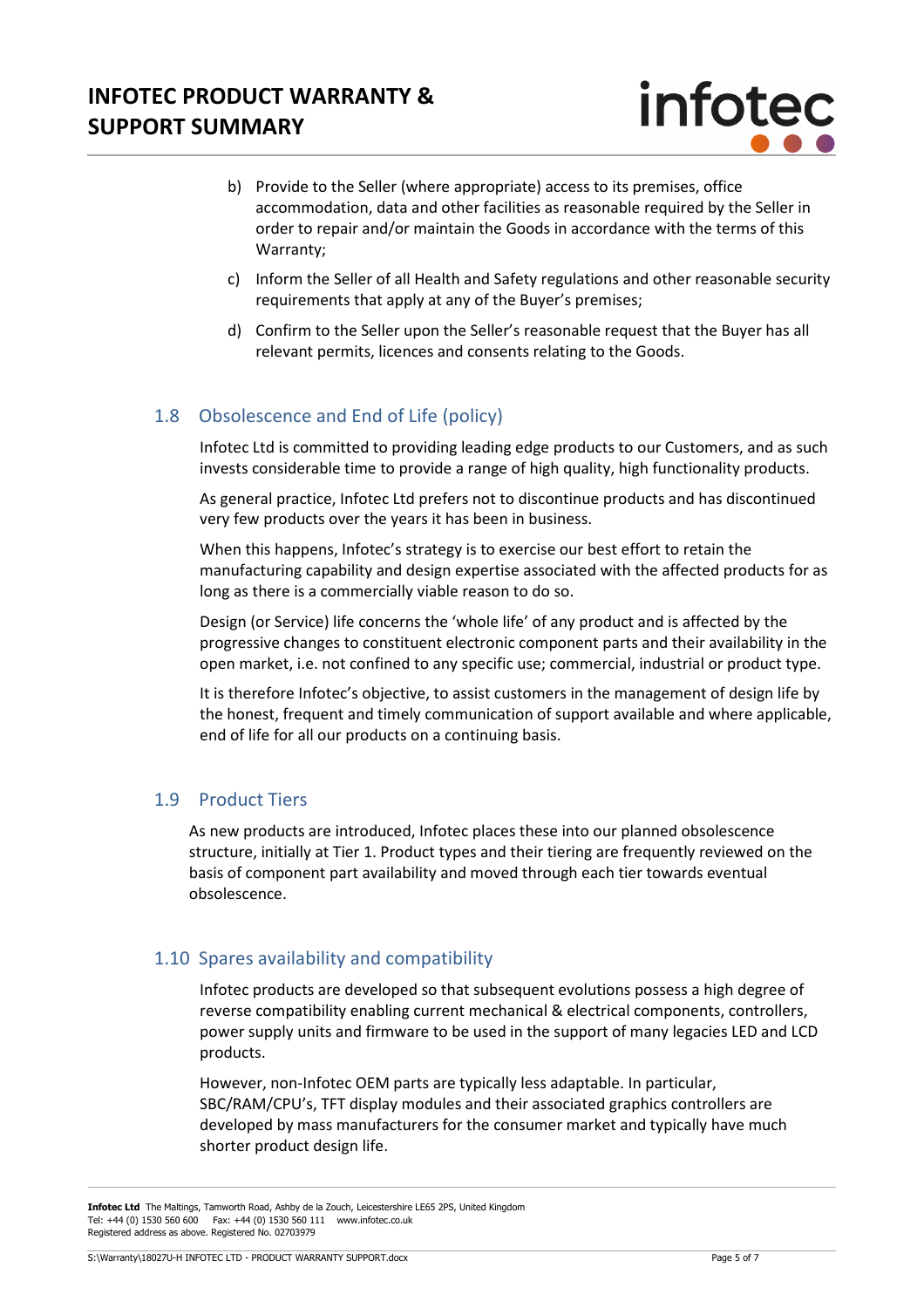b) Provide to the Seller (where appropriate) access to its premises, office accommodation, data and other facilities as reasonable required by the Seller in order to repair and/or maintain the Goods in accordance with the terms of this Warranty;

c) Inform the Seller of all Health and Safety regulations and other reasonable security requirements that apply at any of the Buyer's premises;

d) Confirm to the Seller upon the Seller's reasonable request that the Buyer has all relevant permits, licences and consents relating to the Goods.

## 1.8 Obsolescence and End of Life (policy)

Infotec Ltd is committed to providing leading edge products to our Customers, and as such invests considerable time to provide a range of high quality, high functionality products.

As general practice, Infotec Ltd prefers not to discontinue products and has discontinued very few products over the years it has been in business.

When this happens, Infotec's strategy is to exercise our best effort to retain the manufacturing capability and design expertise associated with the affected products for as long as there is a commercially viable reason to do so.

Design (or Service) life concerns the 'whole life' of any product and is affected by the progressive changes to constituent electronic component parts and their availability in the open market, i.e. not confined to any specific use; commercial, industrial or product type.

It is therefore Infotec's objective, to assist customers in the management of design life by the honest, frequent and timely communication of support available and where applicable, end of life for all our products on a continuing basis.

## 1.9 Product Tiers

As new products are introduced, Infotec places these into our planned obsolescence structure, initially at Tier 1. Product types and their tiering are frequently reviewed on the basis of component part availability and moved through each tier towards eventual obsolescence.

## 1.10 Spares availability and compatibility

Infotec products are developed so that subsequent evolutions possess a high degree of reverse compatibility enabling current mechanical & electrical components, controllers, power supply units and firmware to be used in the support of many legacies LED and LCD products.

However, non-Infotec OEM parts are typically less adaptable. In particular, SBC/RAM/CPU's, TFT display modules and their associated graphics controllers are developed by mass manufacturers for the consumer market and typically have much shorter product design life.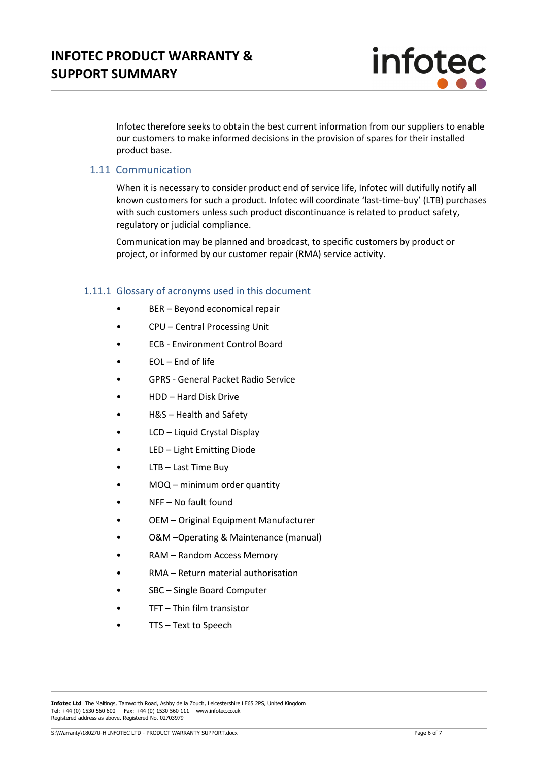Infotec therefore seeks to obtain the best current information from our suppliers to enable our customers to make informed decisions in the provision of spares for their installed product base.

## 1.11 Communication

When it is necessary to consider product end of service life, Infotec will dutifully notify all known customers for such a product. Infotec will coordinate 'last-time-buy' (LTB) purchases with such customers unless such product discontinuance is related to product safety, regulatory or judicial compliance.

Communication may be planned and broadcast, to specific customers by product or project, or informed by our customer repair (RMA) service activity.

### 1.11.1 Glossary of acronyms used in this document

- BER – Beyond economical repair
- CPU – Central Processing Unit
- ECB - Environment Control Board
- EOL – End of life
- GPRS - General Packet Radio Service
- HDD – Hard Disk Drive
- H&S – Health and Safety
- LCD – Liquid Crystal Display
- LED – Light Emitting Diode
- LTB – Last Time Buy
- MOQ – minimum order quantity
- NFF – No fault found
- OEM – Original Equipment Manufacturer
- O&M –Operating & Maintenance (manual)
- RAM – Random Access Memory
- RMA – Return material authorisation
- SBC – Single Board Computer
- TFT – Thin film transistor
- TTS – Text to Speech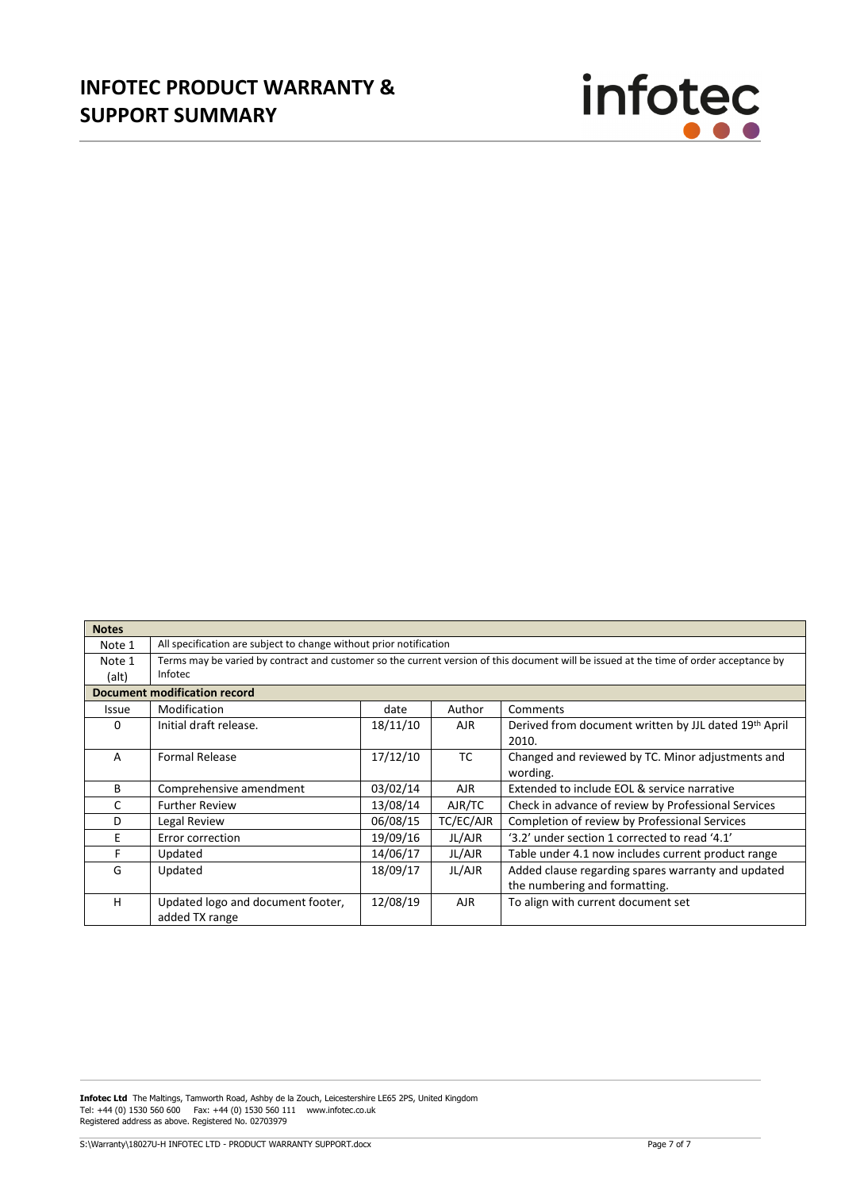# INFOTEC PRODUCT WARRANTY & SUPPORT SUMMARY

| | | | | |
|---|---|---|---|---|
| **Notes** | | | | |
| Note 1 | All specification are subject to change without prior notification | | | |
| Note 1 (alt) | Terms may be varied by contract and customer so the current version of this document will be issued at the time of order acceptance by Infotec | | | |
| **Document modification record** | | | | |
| Issue | Modification | date | Author | Comments |
| 0 | Initial draft release. | 18/11/10 | AJR | Derived from document written by JJL dated 19th April 2010. |
| A | Formal Release | 17/12/10 | TC | Changed and reviewed by TC. Minor adjustments and wording. |
| B | Comprehensive amendment | 03/02/14 | AJR | Extended to include EOL & service narrative |
| C | Further Review | 13/08/14 | AJR/TC | Check in advance of review by Professional Services |
| D | Legal Review | 06/08/15 | TC/EC/AJR | Completion of review by Professional Services |
| E | Error correction | 19/09/16 | JL/AJR | '3.2' under section 1 corrected to read '4.1' |
| F | Updated | 14/06/17 | JL/AJR | Table under 4.1 now includes current product range |
| G | Updated | 18/09/17 | JL/AJR | Added clause regarding spares warranty and updated the numbering and formatting. |
| H | Updated logo and document footer, added TX range | 12/08/19 | AJR | To align with current document set |

**Infotec Ltd** The Maltings, Tamworth Road, Ashby de la Zouch, Leicestershire LE65 2PS, United Kingdom
Tel: +44 (0) 1530 560 600 Fax: +44 (0) 1530 560 111 www.infotec.co.uk
Registered address as above. Registered No. 02703979

S:\Warranty\18027U-H INFOTEC LTD - PRODUCT WARRANTY SUPPORT.docx